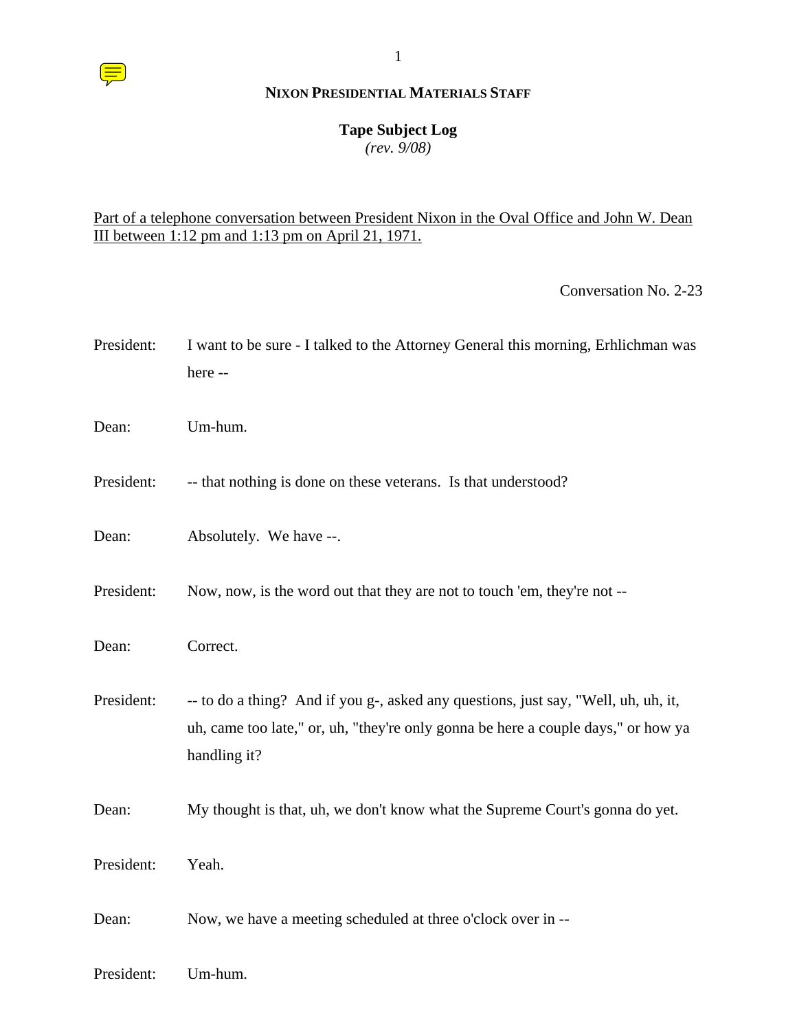**NIXON PRESIDENTIAL MATERIALS STAFF**

**Tape Subject Log**
*(rev. 9/08)*

Part of a telephone conversation between President Nixon in the Oval Office and John W. Dean III between 1:12 pm and 1:13 pm on April 21, 1971.

Conversation No. 2-23

President: I want to be sure - I talked to the Attorney General this morning, Erhlichman was here --

Dean: Um-hum.

President: -- that nothing is done on these veterans. Is that understood?

Dean: Absolutely. We have --.

President: Now, now, is the word out that they are not to touch 'em, they're not --

Dean: Correct.

President: -- to do a thing? And if you g-, asked any questions, just say, "Well, uh, uh, it, uh, came too late," or, uh, "they're only gonna be here a couple days," or how ya handling it?

Dean: My thought is that, uh, we don't know what the Supreme Court's gonna do yet.

President: Yeah.

Dean: Now, we have a meeting scheduled at three o'clock over in --

President: Um-hum.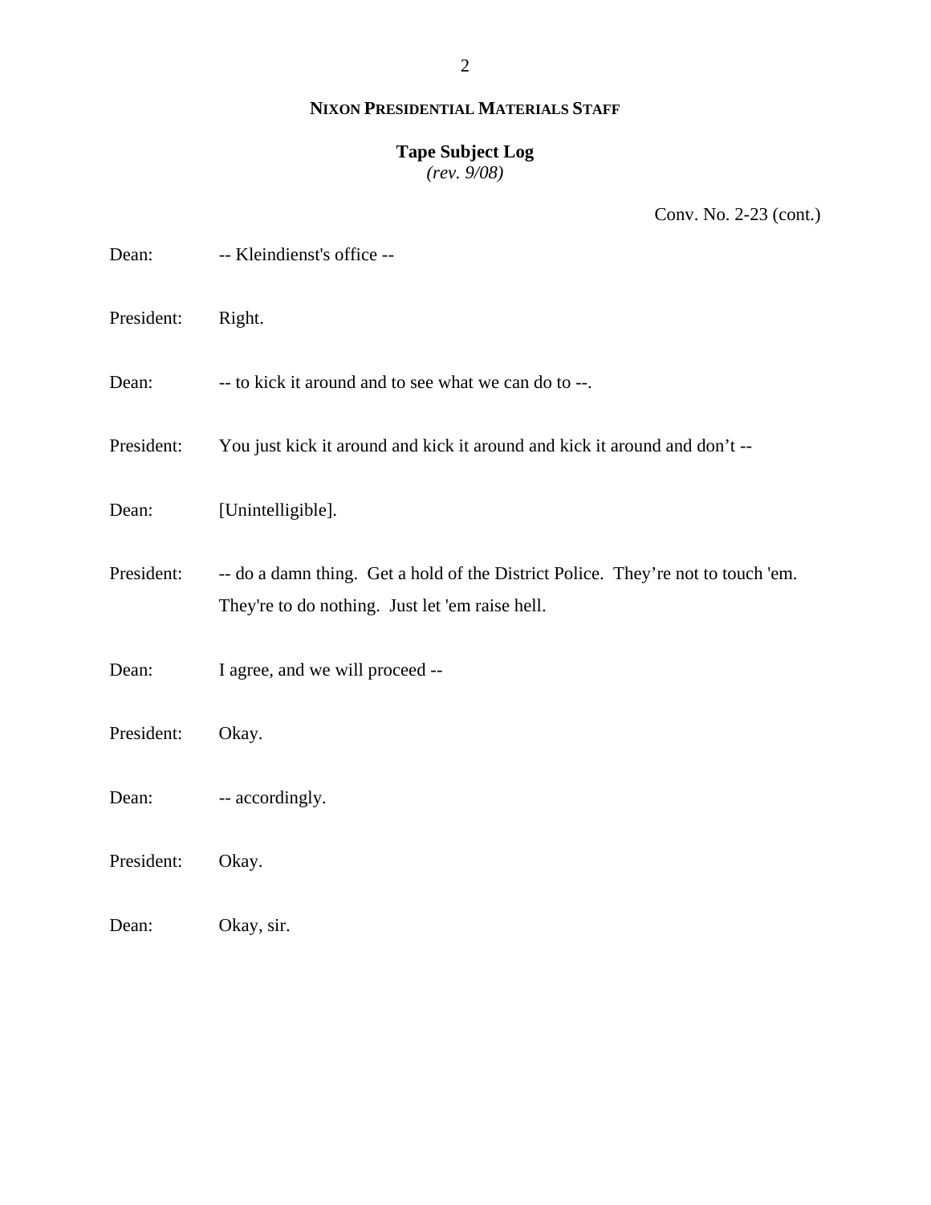**NIXON PRESIDENTIAL MATERIALS STAFF**

**Tape Subject Log**
*(rev. 9/08)*

Conv. No. 2-23 (cont.)

Dean: -- Kleindienst's office --

President: Right.

Dean: -- to kick it around and to see what we can do to --.

President: You just kick it around and kick it around and kick it around and don't --

Dean: [Unintelligible].

President: -- do a damn thing. Get a hold of the District Police. They're not to touch 'em. They're to do nothing. Just let 'em raise hell.

Dean: I agree, and we will proceed --

President: Okay.

Dean: -- accordingly.

President: Okay.

Dean: Okay, sir.